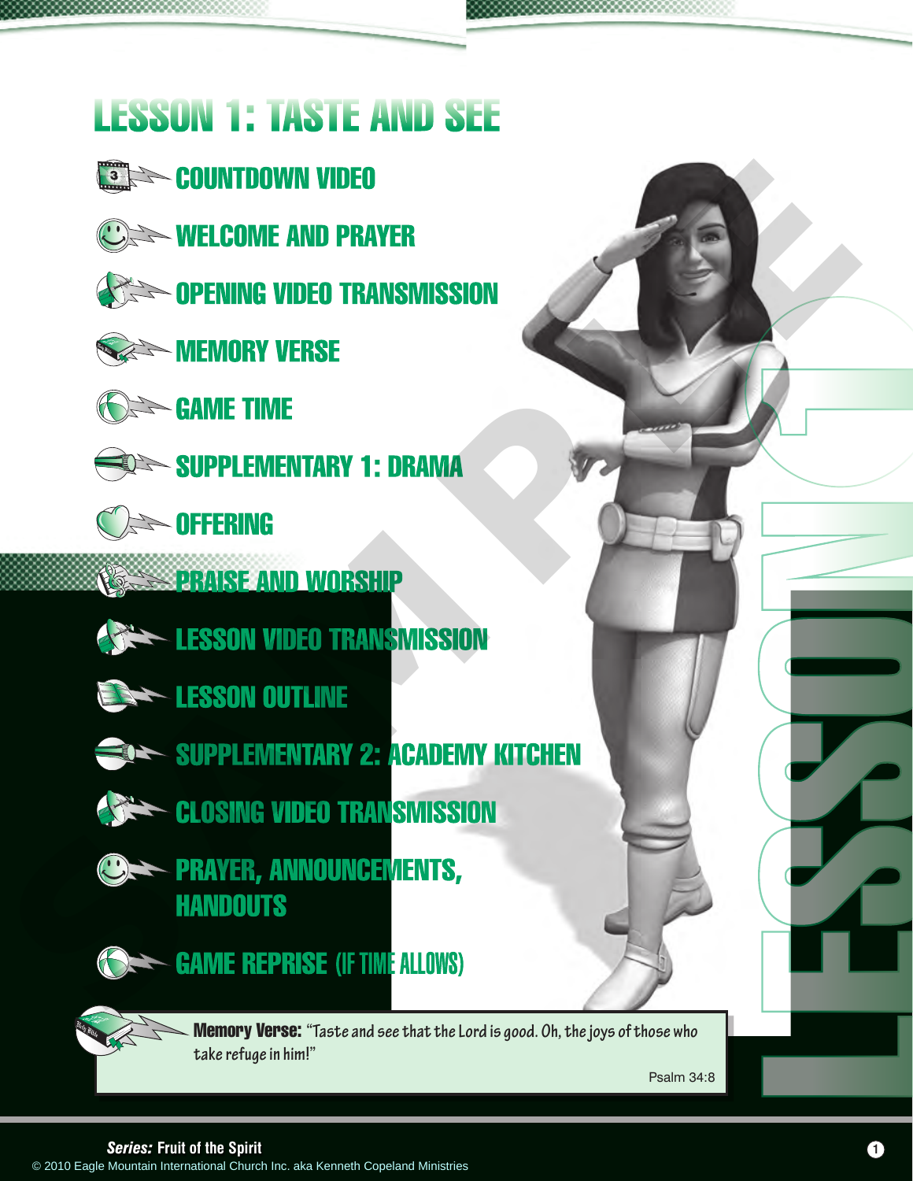# LESSON 1: TASTE AND SEE

- COUNTDOWN VIDEO
- WELCOME AND PRAYER
- OPENING VIDEO TRANSMISSION
- MEMORY VERSE
- GAME TIME
- SUPPLEMENTARY 1: DRAMA
- OFFERING
- PRAISE AND WORSHIP
- LESSON VIDEO TRANSMISSION
- LESSON OUTLINE
- SUPPLEMENTARY 2: ACADEMY KITCHEN
- CLOSING VIDEO TRANSMISSION
- PRAYER, ANNOUNCEMENTS, HANDOUTS
- GAME REPRISE (IF TIME ALLOWS)

**Memory Verse:** "Taste and see that the Lord is good. Oh, the joys of those who take refuge in him!"

Psalm 34:8

LESSON 1

***Series:*** **Fruit of the Spirit**

© 2010 Eagle Mountain International Church Inc. aka Kenneth Copeland Ministries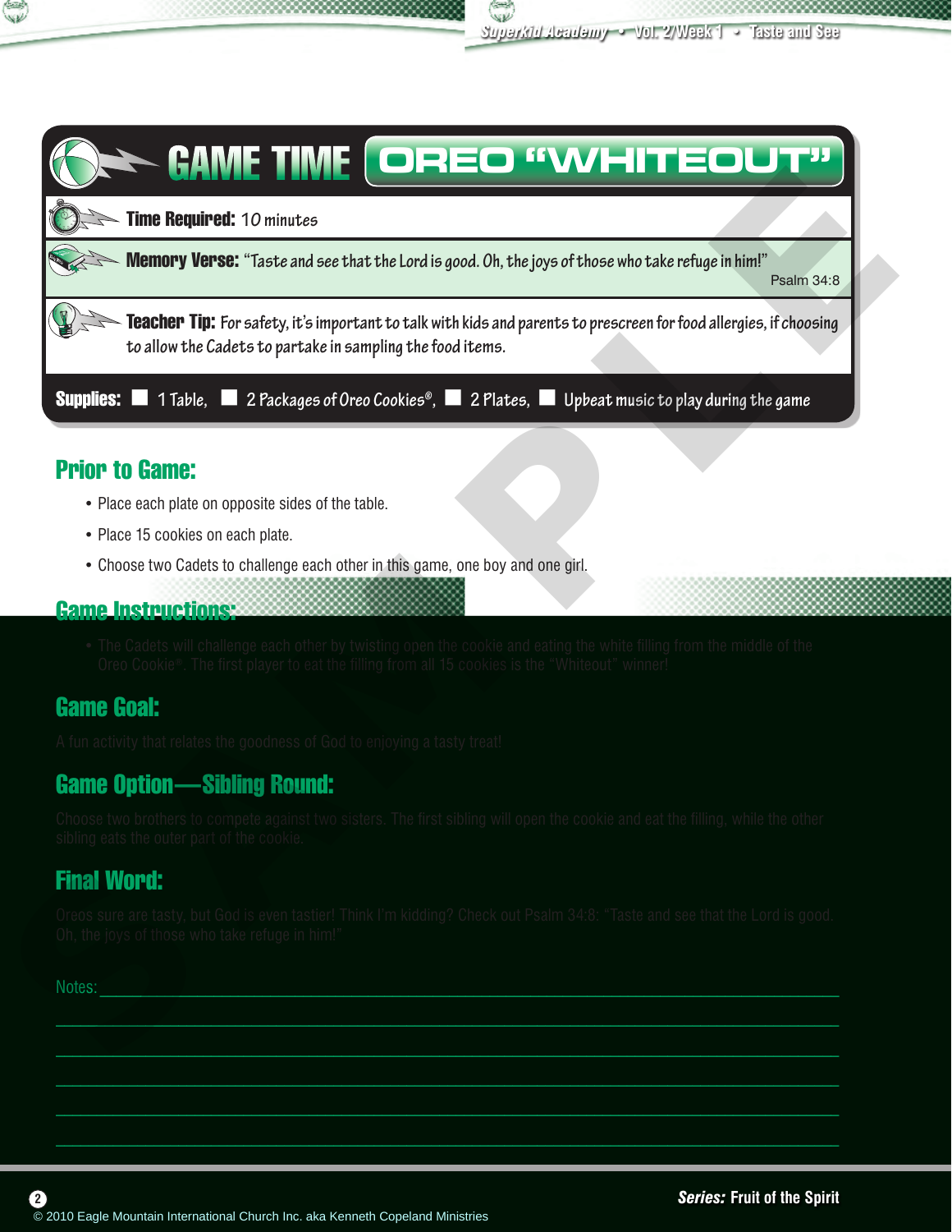# GAME TIME OREO "WHITEOUT"

**Time Required:** 10 minutes

**Memory Verse:** "Taste and see that the Lord is good. Oh, the joys of those who take refuge in him!" Psalm 34:8

**Teacher Tip:** For safety, it's important to talk with kids and parents to prescreen for food allergies, if choosing to allow the Cadets to partake in sampling the food items.

**Supplies:** ■ 1 Table, ■ 2 Packages of Oreo Cookies®, ■ 2 Plates, ■ Upbeat music to play during the game

## Prior to Game:

- Place each plate on opposite sides of the table.
- Place 15 cookies on each plate.
- Choose two Cadets to challenge each other in this game, one boy and one girl.

## Game Instructions:

- The Cadets will challenge each other by twisting open the cookie and eating the white filling from the middle of the Oreo Cookie®. The first player to eat the filling from all 15 cookies is the "Whiteout" winner!

## Game Goal:

A fun activity that relates the goodness of God to enjoying a tasty treat!

## Game Option—Sibling Round:

Choose two brothers to compete against two sisters. The first sibling will open the cookie and eat the filling, while the other sibling eats the outer part of the cookie.

## Final Word:

Oreos sure are tasty, but God is even tastier! Think I'm kidding? Check out Psalm 34:8: "Taste and see that the Lord is good. Oh, the joys of those who take refuge in him!"

Notes: ______________________________________________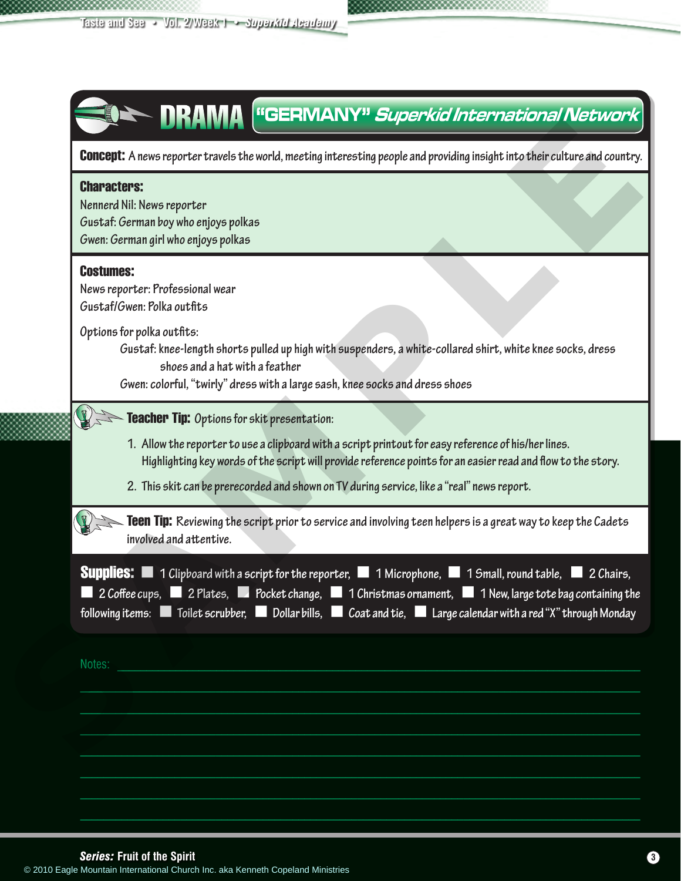# DRAMA "GERMANY" *Superkid International Network*

**Concept:** A news reporter travels the world, meeting interesting people and providing insight into their culture and country.

**Characters:**

Nennerd Nil: News reporter
Gustaf: German boy who enjoys polkas
Gwen: German girl who enjoys polkas

**Costumes:**

News reporter: Professional wear
Gustaf/Gwen: Polka outfits

Options for polka outfits:

Gustaf: knee-length shorts pulled up high with suspenders, a white-collared shirt, white knee socks, dress shoes and a hat with a feather

Gwen: colorful, "twirly" dress with a large sash, knee socks and dress shoes

**Teacher Tip:** Options for skit presentation:

1. Allow the reporter to use a clipboard with a script printout for easy reference of his/her lines. Highlighting key words of the script will provide reference points for an easier read and flow to the story.
2. This skit can be prerecorded and shown on TV during service, like a "real" news report.

**Teen Tip:** Reviewing the script prior to service and involving teen helpers is a great way to keep the Cadets involved and attentive.

**Supplies:** ☐ 1 Clipboard with a script for the reporter, ☐ 1 Microphone, ☐ 1 Small, round table, ☐ 2 Chairs, ☐ 2 Coffee cups, ☐ 2 Plates, ☐ Pocket change, ☐ 1 Christmas ornament, ☐ 1 New, large tote bag containing the following items: ☐ Toilet scrubber, ☐ Dollar bills, ☐ Coat and tie, ☐ Large calendar with a red "X" through Monday

Notes: ______________________________________________

______________________________________________

______________________________________________

______________________________________________

______________________________________________

______________________________________________

______________________________________________

______________________________________________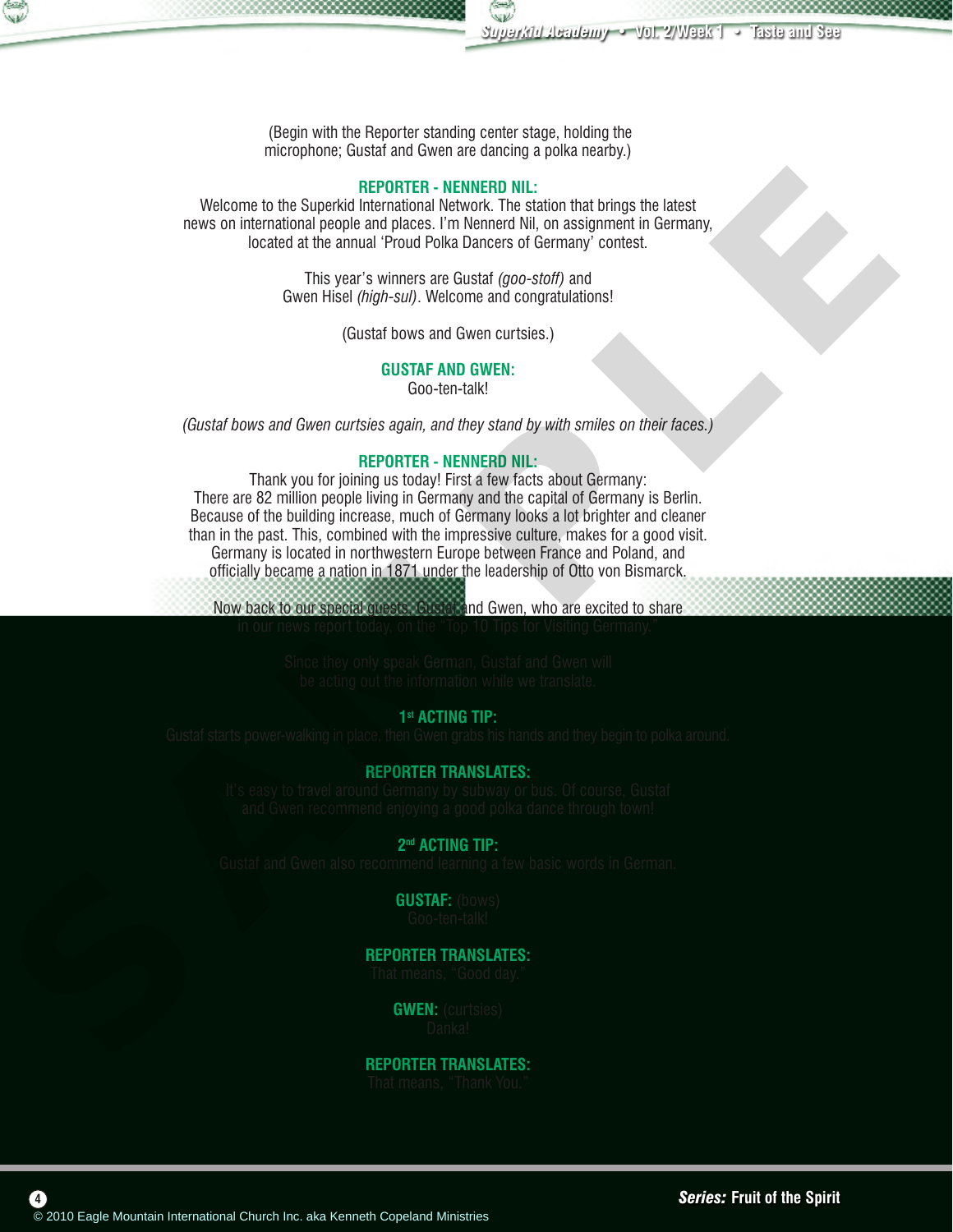(Begin with the Reporter standing center stage, holding the microphone; Gustaf and Gwen are dancing a polka nearby.)

**REPORTER - NENNERD NIL:**
Welcome to the Superkid International Network. The station that brings the latest news on international people and places. I'm Nennerd Nil, on assignment in Germany, located at the annual 'Proud Polka Dancers of Germany' contest.

This year's winners are Gustaf *(goo-stoff)* and Gwen Hisel *(high-sul)*. Welcome and congratulations!

(Gustaf bows and Gwen curtsies.)

**GUSTAF AND GWEN:**
Goo-ten-talk!

*(Gustaf bows and Gwen curtsies again, and they stand by with smiles on their faces.)*

**REPORTER - NENNERD NIL:**
Thank you for joining us today! First a few facts about Germany: There are 82 million people living in Germany and the capital of Germany is Berlin. Because of the building increase, much of Germany looks a lot brighter and cleaner than in the past. This, combined with the impressive culture, makes for a good visit. Germany is located in northwestern Europe between France and Poland, and officially became a nation in 1871 under the leadership of Otto von Bismarck.

Now back to our special guests, Gustaf and Gwen, who are excited to share in our news report today, on the "Top 10 Tips for Visiting Germany."

Since they only speak German, Gustaf and Gwen will be acting out the information while we translate.

**1st ACTING TIP:**
Gustaf starts power-walking in place, then Gwen grabs his hands and they begin to polka around.

**REPORTER TRANSLATES:**
It's easy to travel around Germany by subway or bus. Of course, Gustaf and Gwen recommend enjoying a good polka dance through town!

**2nd ACTING TIP:**
Gustaf and Gwen also recommend learning a few basic words in German.

**GUSTAF:** (bows)
Goo-ten-talk!

**REPORTER TRANSLATES:**
That means, "Good day."

**GWEN:** (curtsies)
Danka!

**REPORTER TRANSLATES:**
That means, "Thank You."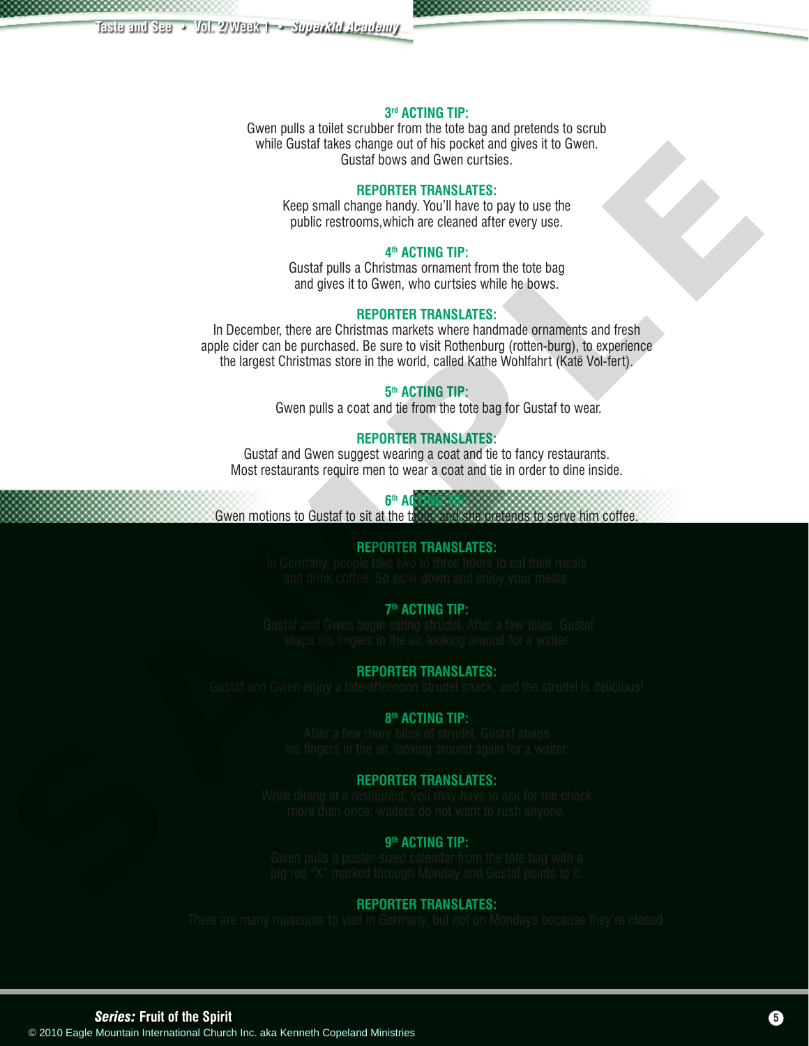### 3rd ACTING TIP:

Gwen pulls a toilet scrubber from the tote bag and pretends to scrub while Gustaf takes change out of his pocket and gives it to Gwen. Gustaf bows and Gwen curtsies.

### REPORTER TRANSLATES:

Keep small change handy. You'll have to pay to use the public restrooms,which are cleaned after every use.

### 4th ACTING TIP:

Gustaf pulls a Christmas ornament from the tote bag and gives it to Gwen, who curtsies while he bows.

### REPORTER TRANSLATES:

In December, there are Christmas markets where handmade ornaments and fresh apple cider can be purchased. Be sure to visit Rothenburg (rotten-burg), to experience the largest Christmas store in the world, called Kathe Wohlfahrt (Katë Vōl-fert).

### 5th ACTING TIP:

Gwen pulls a coat and tie from the tote bag for Gustaf to wear.

### REPORTER TRANSLATES:

Gustaf and Gwen suggest wearing a coat and tie to fancy restaurants. Most restaurants require men to wear a coat and tie in order to dine inside.

### 6th ACTING TIP:

Gwen motions to Gustaf to sit at the table, and she pretends to serve him coffee.

### REPORTER TRANSLATES:

In Germany, people take two to three hours to eat their meals and drink coffee. So slow down and enjoy your meals.

### 7th ACTING TIP:

Gustaf and Gwen begin eating strudel. After a few bites, Gustaf snaps his fingers in the air, looking around for a waiter.

### REPORTER TRANSLATES:

Gustaf and Gwen enjoy a late-afternoon strudel snack, and the strudel is delicious!

### 8th ACTING TIP:

After a few more bites of strudel, Gustaf snaps his fingers in the air, looking around again for a waiter.

### REPORTER TRANSLATES:

While dining at a restaurant, you may have to ask for the check more than once; waiters do not want to rush anyone.

### 9th ACTING TIP:

Gwen pulls a poster-sized calendar from the tote bag with a big red "X" marked through Monday and Gustaf points to it.

### REPORTER TRANSLATES:

There are many museums to visit in Germany, but not on Mondays because they're closed.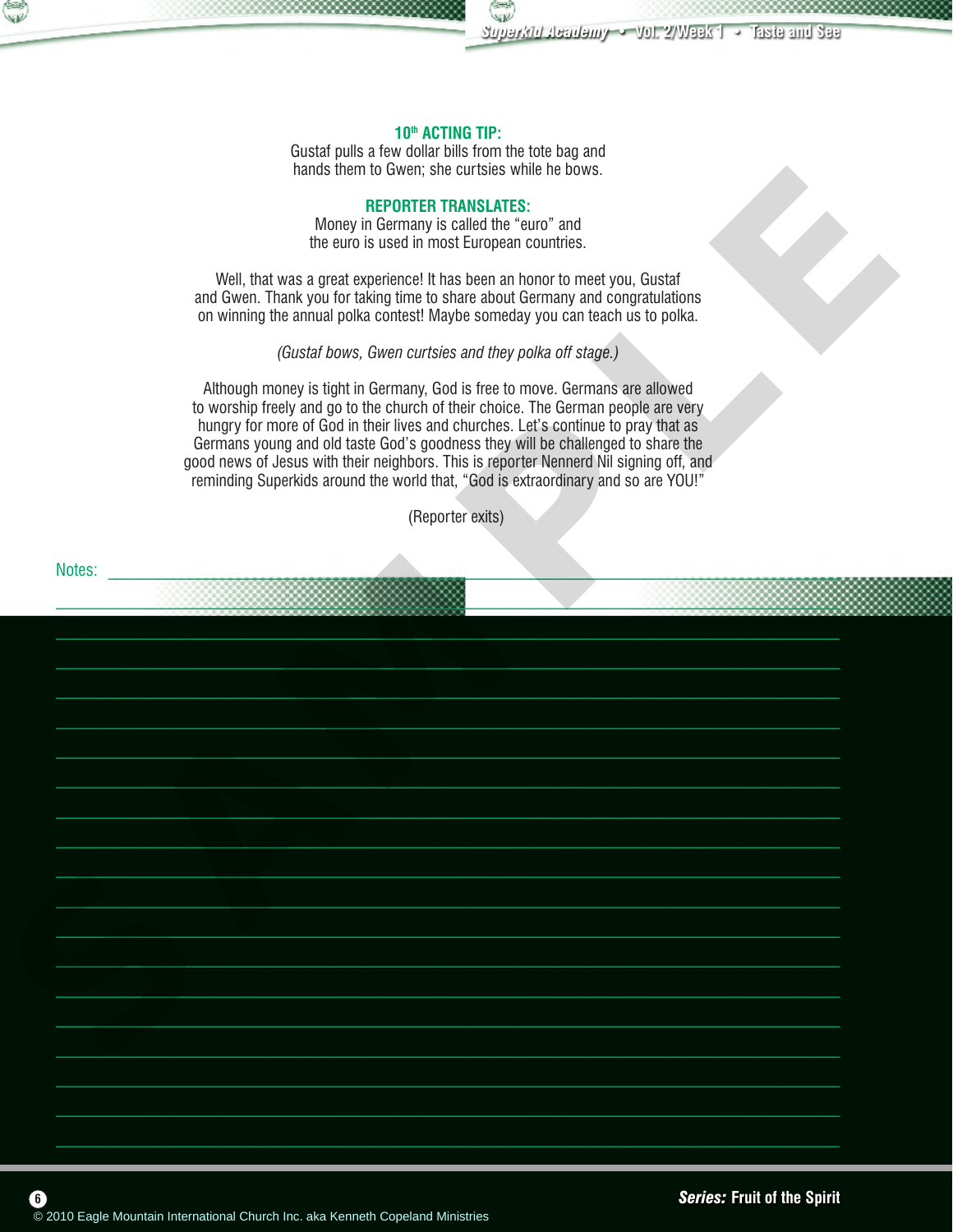**10th ACTING TIP:**
Gustaf pulls a few dollar bills from the tote bag and hands them to Gwen; she curtsies while he bows.

**REPORTER TRANSLATES:**
Money in Germany is called the "euro" and the euro is used in most European countries.

Well, that was a great experience! It has been an honor to meet you, Gustaf and Gwen. Thank you for taking time to share about Germany and congratulations on winning the annual polka contest! Maybe someday you can teach us to polka.

*(Gustaf bows, Gwen curtsies and they polka off stage.)*

Although money is tight in Germany, God is free to move. Germans are allowed to worship freely and go to the church of their choice. The German people are very hungry for more of God in their lives and churches. Let's continue to pray that as Germans young and old taste God's goodness they will be challenged to share the good news of Jesus with their neighbors. This is reporter Nennerd Nil signing off, and reminding Superkids around the world that, "God is extraordinary and so are YOU!"

(Reporter exits)

Notes:

Series: Fruit of the Spirit

© 2010 Eagle Mountain International Church Inc. aka Kenneth Copeland Ministries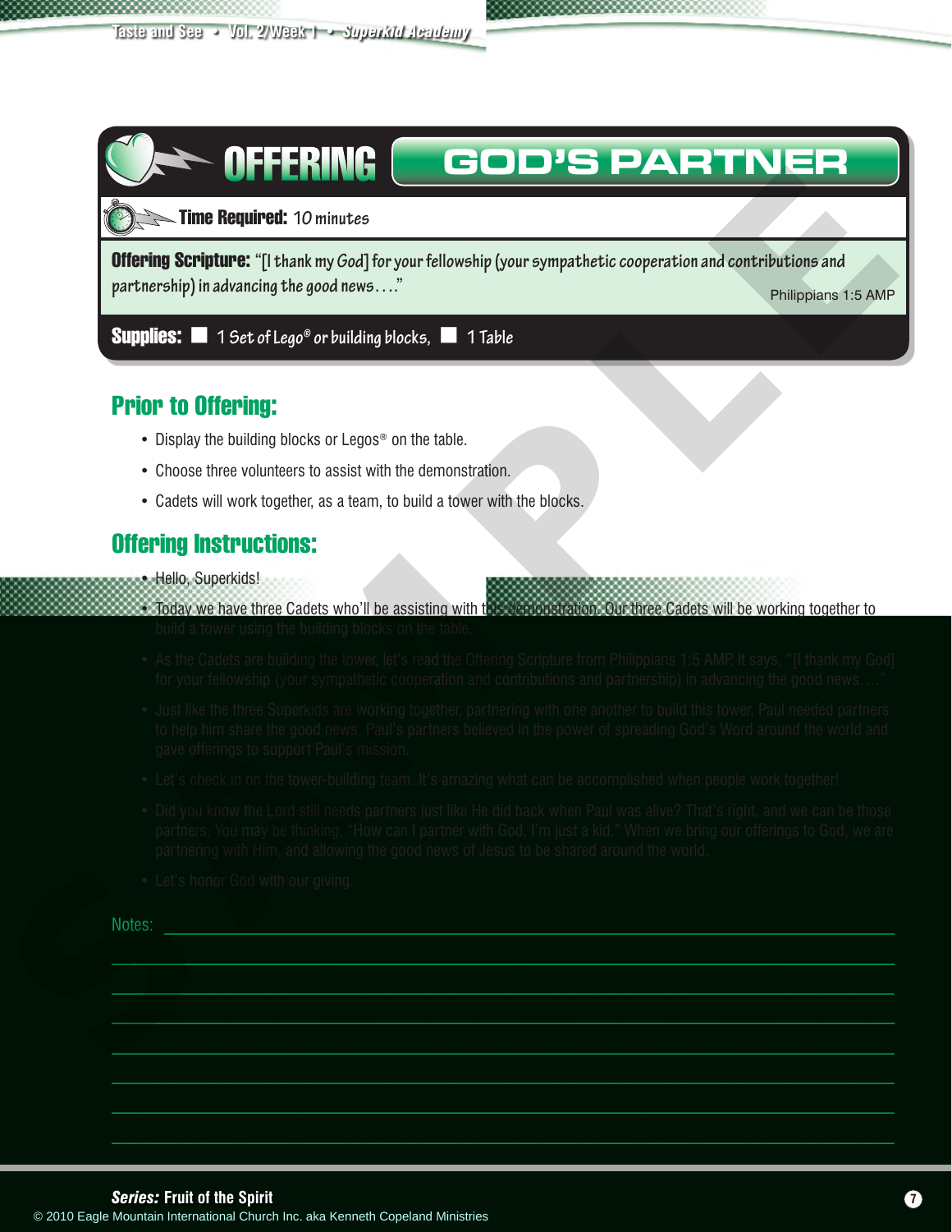## OFFERING GOD'S PARTNER

**Time Required:** 10 minutes

**Offering Scripture:** "[I thank my God] for your fellowship (your sympathetic cooperation and contributions and partnership) in advancing the good news…." Philippians 1:5 AMP

**Supplies:** ■ 1 Set of Lego® or building blocks, ■ 1 Table

## Prior to Offering:

- Display the building blocks or Legos® on the table.
- Choose three volunteers to assist with the demonstration.
- Cadets will work together, as a team, to build a tower with the blocks.

## Offering Instructions:

- Hello, Superkids!
- Today we have three Cadets who'll be assisting with this demonstration. Our three Cadets will be working together to build a tower using the building blocks on the table.
- As the Cadets are building the tower, let's read the Offering Scripture from Philippians 1:5 AMP. It says, "[I thank my God] for your fellowship (your sympathetic cooperation and contributions and partnership) in advancing the good news…."
- Just like the three Superkids are working together, partnering with one another to build this tower, Paul needed partners to help him share the good news. Paul's partners believed in the power of spreading God's Word around the world and gave offerings to support Paul's mission.
- Let's check in on the tower-building team. It's amazing what can be accomplished when people work together!
- Did you know the Lord still needs partners just like He did back when Paul was alive? That's right, and we can be those partners. You may be thinking, "How can I partner with God, I'm just a kid." When we bring our offerings to God, we are partnering with Him, and allowing the good news of Jesus to be shared around the world.
- Let's honor God with our giving.

Notes: ______________________________________________

______________________________________________

______________________________________________

______________________________________________

______________________________________________

______________________________________________

______________________________________________

______________________________________________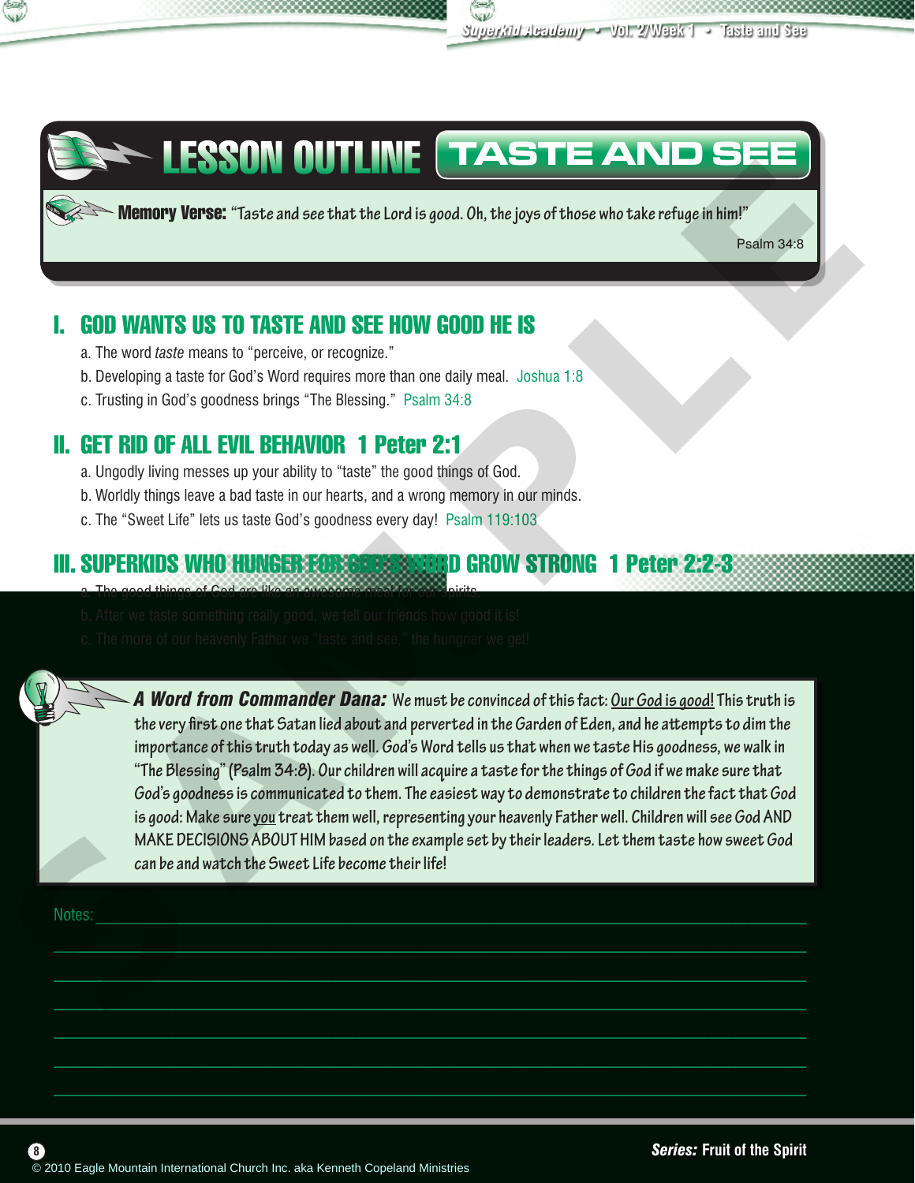# LESSON OUTLINE: TASTE AND SEE

**Memory Verse:** "Taste and see that the Lord is good. Oh, the joys of those who take refuge in him!"

Psalm 34:8

## I. GOD WANTS US TO TASTE AND SEE HOW GOOD HE IS

a. The word *taste* means to "perceive, or recognize."

b. Developing a taste for God's Word requires more than one daily meal. Joshua 1:8

c. Trusting in God's goodness brings "The Blessing." Psalm 34:8

## II. GET RID OF ALL EVIL BEHAVIOR 1 Peter 2:1

a. Ungodly living messes up your ability to "taste" the good things of God.

b. Worldly things leave a bad taste in our hearts, and a wrong memory in our minds.

c. The "Sweet Life" lets us taste God's goodness every day! Psalm 119:103

## III. SUPERKIDS WHO HUNGER FOR GOD'S WORD GROW STRONG 1 Peter 2:2-3

a. The good things of God are like an awesome meal for our spirits.

b. After we taste something really good, we tell our friends how good it is!

c. The more of our heavenly Father we "taste and see," the hungrier we get!

***A Word from Commander Dana:*** We must be convinced of this fact: Our God is good! This truth is the very first one that Satan lied about and perverted in the Garden of Eden, and he attempts to dim the importance of this truth today as well. God's Word tells us that when we taste His goodness, we walk in "The Blessing" (Psalm 34:8). Our children will acquire a taste for the things of God if we make sure that God's goodness is communicated to them. The easiest way to demonstrate to children the fact that God is good: Make sure you treat them well, representing your heavenly Father well. Children will see God AND MAKE DECISIONS ABOUT HIM based on the example set by their leaders. Let them taste how sweet God can be and watch the Sweet Life become their life!

Notes: ______________________________________________

**Series:** Fruit of the Spirit

© 2010 Eagle Mountain International Church Inc. aka Kenneth Copeland Ministries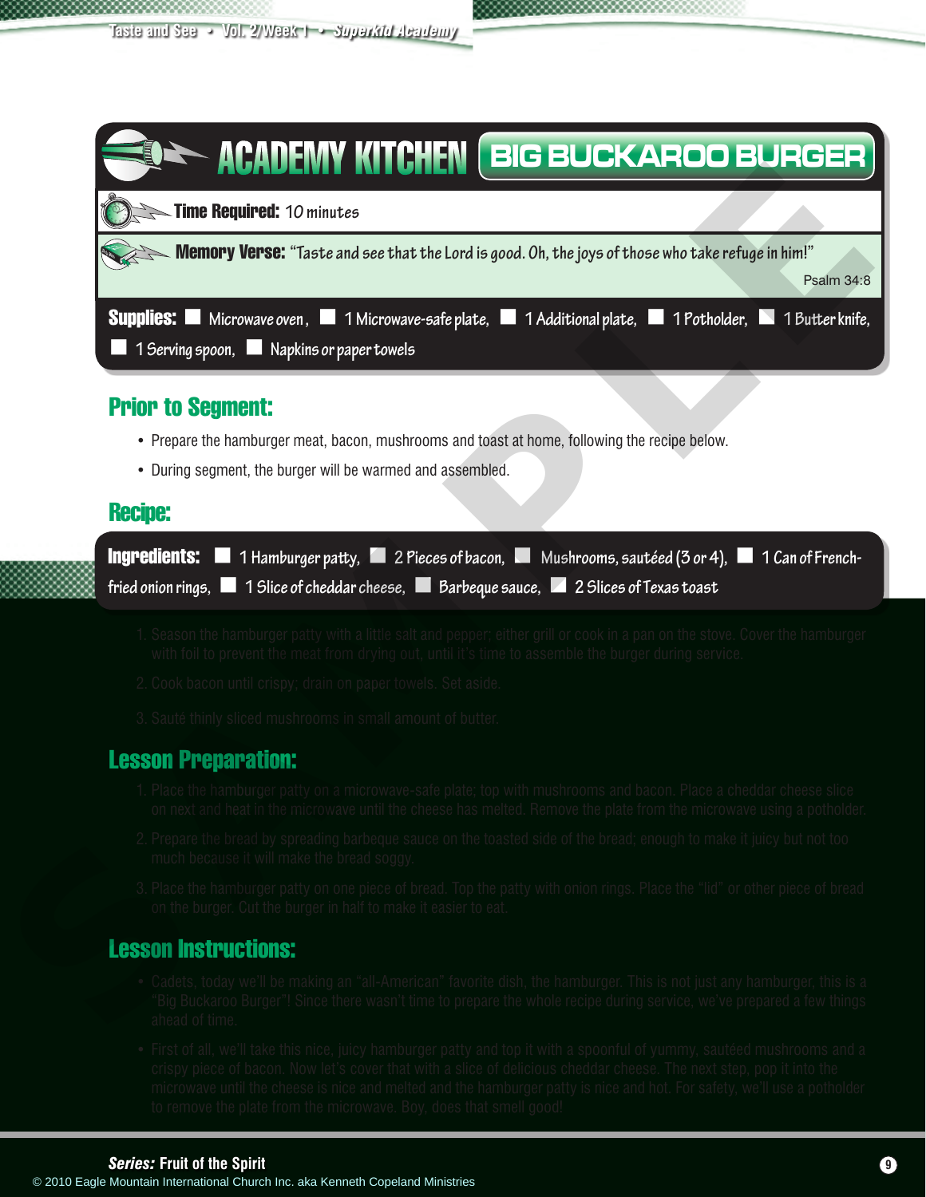# ACADEMY KITCHEN BIG BUCKAROO BURGER

**Time Required:** 10 minutes

**Memory Verse:** "Taste and see that the Lord is good. Oh, the joys of those who take refuge in him!"

Psalm 34:8

**Supplies:** ☐ Microwave oven, ☐ 1 Microwave-safe plate, ☐ 1 Additional plate, ☐ 1 Potholder, ☐ 1 Butter knife, ☐ 1 Serving spoon, ☐ Napkins or paper towels

## Prior to Segment:

- Prepare the hamburger meat, bacon, mushrooms and toast at home, following the recipe below.
- During segment, the burger will be warmed and assembled.

## Recipe:

**Ingredients:** ☐ 1 Hamburger patty, ☐ 2 Pieces of bacon, ☐ Mushrooms, sautéed (3 or 4), ☐ 1 Can of French-fried onion rings, ☐ 1 Slice of cheddar cheese, ☐ Barbeque sauce, ☐ 2 Slices of Texas toast

1. Season the hamburger patty with a little salt and pepper; either grill or cook in a pan on the stove. Cover the hamburger with foil to prevent the meat from drying out, until it's time to assemble the burger during service.
2. Cook bacon until crispy; drain on paper towels. Set aside.
3. Sauté thinly sliced mushrooms in small amount of butter.

## Lesson Preparation:

1. Place the hamburger patty on a microwave-safe plate; top with mushrooms and bacon. Place a cheddar cheese slice on next and heat in the microwave until the cheese has melted. Remove the plate from the microwave using a potholder.
2. Prepare the bread by spreading barbeque sauce on the toasted side of the bread; enough to make it juicy but not too much because it will make the bread soggy.
3. Place the hamburger patty on one piece of bread. Top the patty with onion rings. Place the "lid" or other piece of bread on the burger. Cut the burger in half to make it easier to eat.

## Lesson Instructions:

- Cadets, today we'll be making an "all-American" favorite dish, the hamburger. This is not just any hamburger, this is a "Big Buckaroo Burger"! Since there wasn't time to prepare the whole recipe during service, we've prepared a few things ahead of time.
- First of all, we'll take this nice, juicy hamburger patty and top it with a spoonful of yummy, sautéed mushrooms and a crispy piece of bacon. Now let's cover that with a slice of delicious cheddar cheese. The next step, pop it into the microwave until the cheese is nice and melted and the hamburger patty is nice and hot. For safety, we'll use a potholder to remove the plate from the microwave. Boy, does that smell good!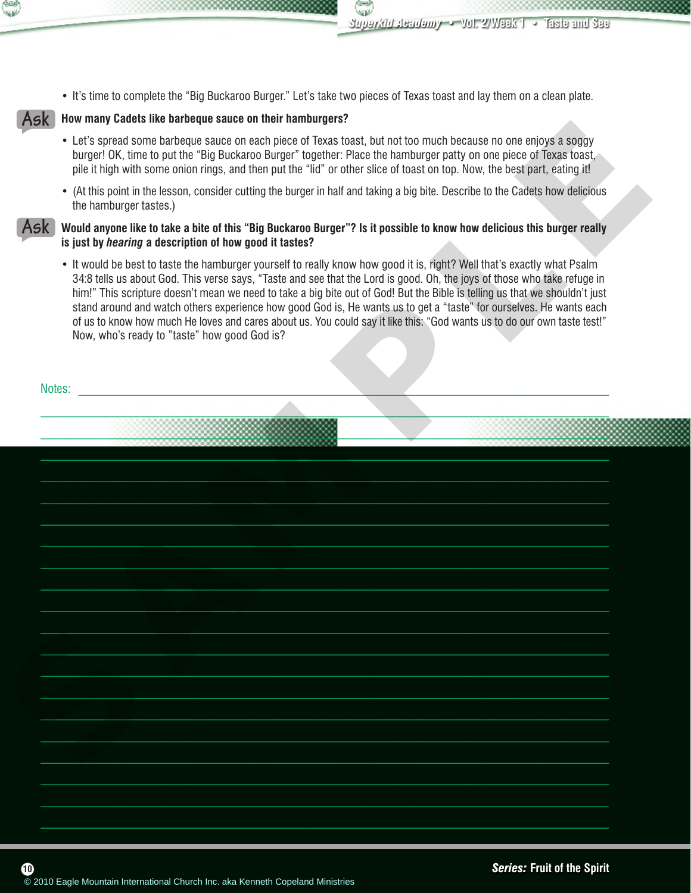- It's time to complete the "Big Buckaroo Burger." Let's take two pieces of Texas toast and lay them on a clean plate.

**Ask** **How many Cadets like barbeque sauce on their hamburgers?**

- Let's spread some barbeque sauce on each piece of Texas toast, but not too much because no one enjoys a soggy burger! OK, time to put the "Big Buckaroo Burger" together: Place the hamburger patty on one piece of Texas toast, pile it high with some onion rings, and then put the "lid" or other slice of toast on top. Now, the best part, eating it!
- (At this point in the lesson, consider cutting the burger in half and taking a big bite. Describe to the Cadets how delicious the hamburger tastes.)

**Ask** **Would anyone like to take a bite of this "Big Buckaroo Burger"? Is it possible to know how delicious this burger really is just by *hearing* a description of how good it tastes?**

- It would be best to taste the hamburger yourself to really know how good it is, right? Well that's exactly what Psalm 34:8 tells us about God. This verse says, "Taste and see that the Lord is good. Oh, the joys of those who take refuge in him!" This scripture doesn't mean we need to take a big bite out of God! But the Bible is telling us that we shouldn't just stand around and watch others experience how good God is, He wants us to get a "taste" for ourselves. He wants each of us to know how much He loves and cares about us. You could say it like this: "God wants us to do our own taste test!" Now, who's ready to "taste" how good God is?

Notes:

© 2010 Eagle Mountain International Church Inc. aka Kenneth Copeland Ministries